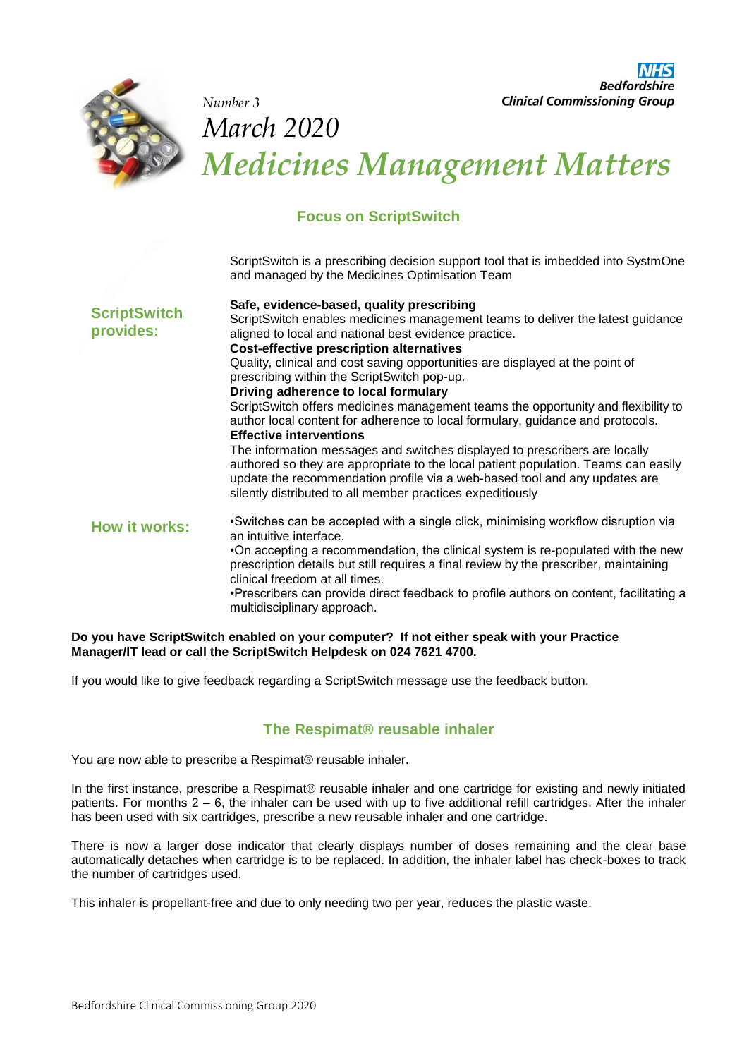NHS
**Bedfordshire Clinical Commissioning Group**

*Number 3*

*March 2020*

# *Medicines Management Matters*

## Focus on ScriptSwitch

ScriptSwitch is a prescribing decision support tool that is imbedded into SystmOne and managed by the Medicines Optimisation Team

### ScriptSwitch provides:

**Safe, evidence-based, quality prescribing**
ScriptSwitch enables medicines management teams to deliver the latest guidance aligned to local and national best evidence practice.

**Cost-effective prescription alternatives**
Quality, clinical and cost saving opportunities are displayed at the point of prescribing within the ScriptSwitch pop-up.

**Driving adherence to local formulary**
ScriptSwitch offers medicines management teams the opportunity and flexibility to author local content for adherence to local formulary, guidance and protocols.

**Effective interventions**
The information messages and switches displayed to prescribers are locally authored so they are appropriate to the local patient population. Teams can easily update the recommendation profile via a web-based tool and any updates are silently distributed to all member practices expeditiously

### How it works:

- Switches can be accepted with a single click, minimising workflow disruption via an intuitive interface.
- On accepting a recommendation, the clinical system is re-populated with the new prescription details but still requires a final review by the prescriber, maintaining clinical freedom at all times.
- Prescribers can provide direct feedback to profile authors on content, facilitating a multidisciplinary approach.

**Do you have ScriptSwitch enabled on your computer? If not either speak with your Practice Manager/IT lead or call the ScriptSwitch Helpdesk on 024 7621 4700.**

If you would like to give feedback regarding a ScriptSwitch message use the feedback button.

## The Respimat® reusable inhaler

You are now able to prescribe a Respimat® reusable inhaler.

In the first instance, prescribe a Respimat® reusable inhaler and one cartridge for existing and newly initiated patients. For months 2 – 6, the inhaler can be used with up to five additional refill cartridges. After the inhaler has been used with six cartridges, prescribe a new reusable inhaler and one cartridge.

There is now a larger dose indicator that clearly displays number of doses remaining and the clear base automatically detaches when cartridge is to be replaced. In addition, the inhaler label has check-boxes to track the number of cartridges used.

This inhaler is propellant-free and due to only needing two per year, reduces the plastic waste.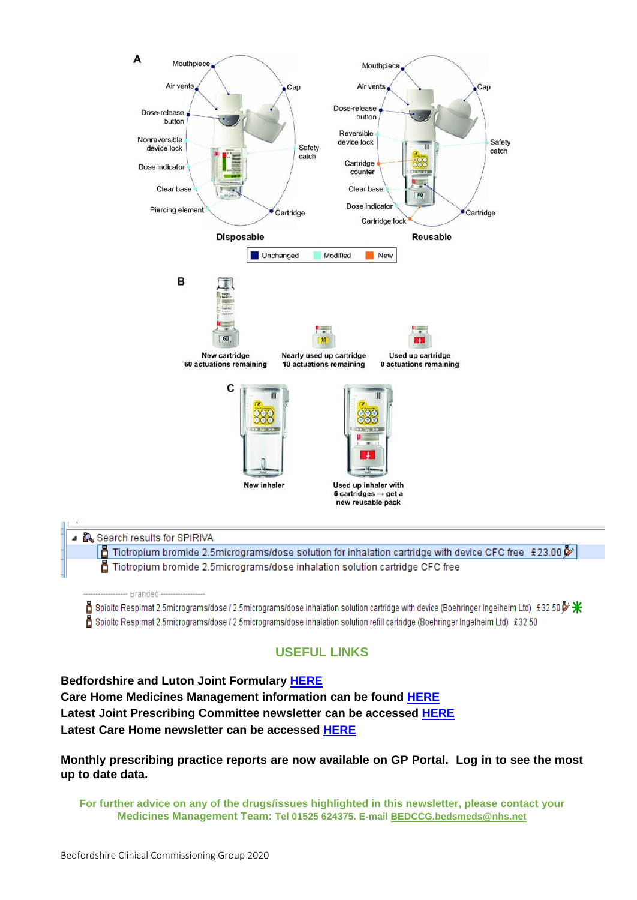A

Mouthpiece
Air vents
Dose-release button
Nonreversible device lock
Dose indicator
Clear base
Piercing element
Cap
Safety catch
Cartridge

Disposable

Mouthpiece
Air vents
Dose-release button
Reversible device lock
Cartridge counter
Clear base
Dose indicator
Cartridge lock
Cap
Safety catch
Cartridge

Reusable

Unchanged Modified New

B

New cartridge
60 actuations remaining

Nearly used up cartridge
10 actuations remaining

Used up cartridge
0 actuations remaining

C

New inhaler

Used up inhaler with 6 cartridges → get a new reusable pack

Search results for SPIRIVA

Tiotropium bromide 2.5micrograms/dose solution for inhalation cartridge with device CFC free £23.00

Tiotropium bromide 2.5micrograms/dose inhalation solution cartridge CFC free

------------------ Branded ------------------

Spiolto Respimat 2.5micrograms/dose / 2.5micrograms/dose inhalation solution cartridge with device (Boehringer Ingelheim Ltd) £32.50

Spiolto Respimat 2.5micrograms/dose / 2.5micrograms/dose inhalation solution refill cartridge (Boehringer Ingelheim Ltd) £32.50

## USEFUL LINKS

**Bedfordshire and Luton Joint Formulary HERE**
**Care Home Medicines Management information can be found HERE**
**Latest Joint Prescribing Committee newsletter can be accessed HERE**
**Latest Care Home newsletter can be accessed HERE**

**Monthly prescribing practice reports are now available on GP Portal. Log in to see the most up to date data.**

**For further advice on any of the drugs/issues highlighted in this newsletter, please contact your Medicines Management Team: Tel 01525 624375. E-mail BEDCCG.bedsmeds@nhs.net**

Bedfordshire Clinical Commissioning Group 2020